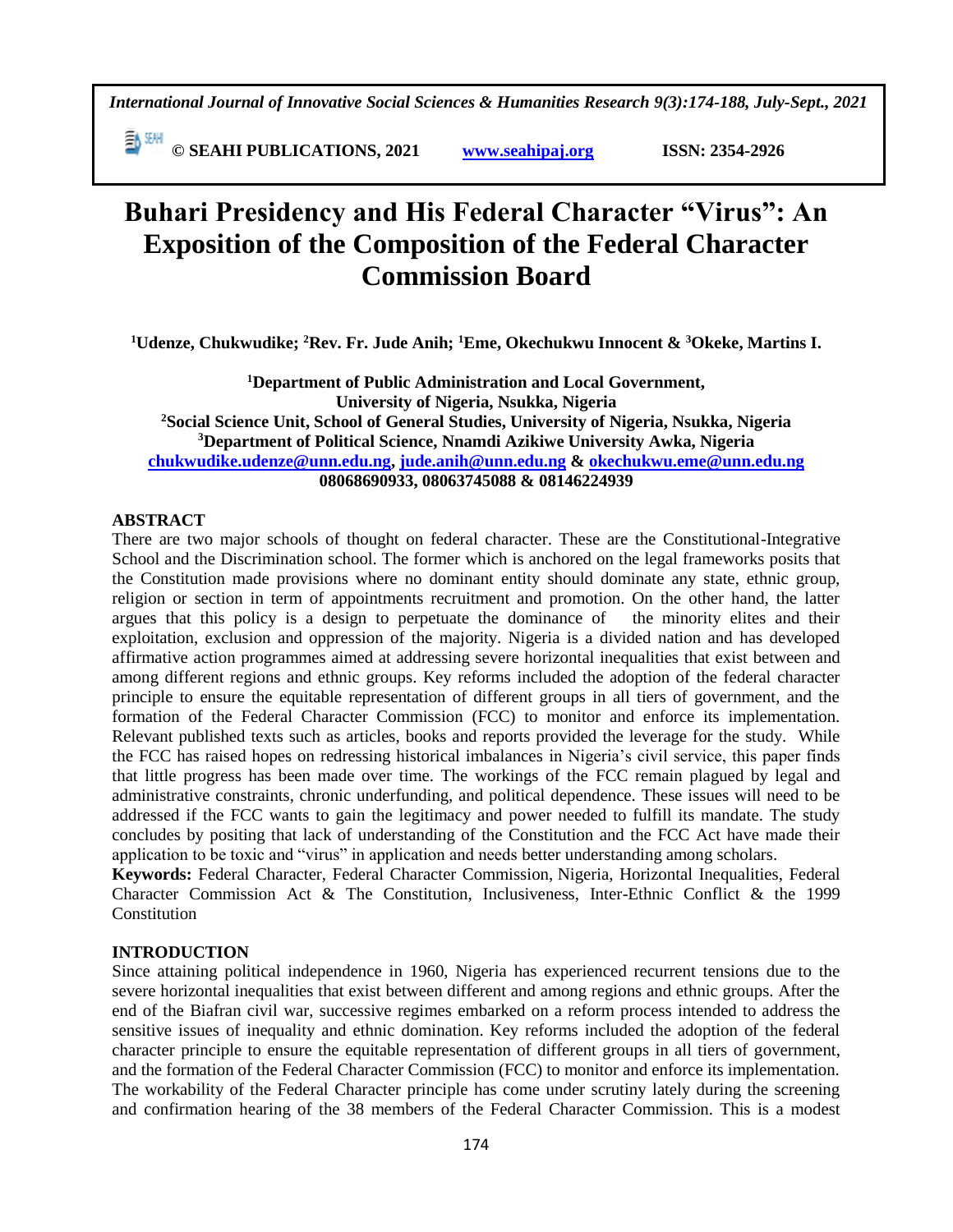# Buhari Presidency and His Federal Character "Virus": An Exposition of the Composition of the Federal Character Commission Board

**[1]Udenze, Chukwudike; [2]Rev. Fr. Jude Anih; [1]Eme, Okechukwu Innocent & [3]Okeke, Martins I.**

**[1]Department of Public Administration and Local Government, University of Nigeria, Nsukka, Nigeria**
**[2]Social Science Unit, School of General Studies, University of Nigeria, Nsukka, Nigeria**
**[3]Department of Political Science, Nnamdi Azikiwe University Awka, Nigeria**
**chukwudike.udenze@unn.edu.ng, jude.anih@unn.edu.ng & okechukwu.eme@unn.edu.ng**
**08068690933, 08063745088 & 08146224939**

## ABSTRACT

There are two major schools of thought on federal character. These are the Constitutional-Integrative School and the Discrimination school. The former which is anchored on the legal frameworks posits that the Constitution made provisions where no dominant entity should dominate any state, ethnic group, religion or section in term of appointments recruitment and promotion. On the other hand, the latter argues that this policy is a design to perpetuate the dominance of the minority elites and their exploitation, exclusion and oppression of the majority. Nigeria is a divided nation and has developed affirmative action programmes aimed at addressing severe horizontal inequalities that exist between and among different regions and ethnic groups. Key reforms included the adoption of the federal character principle to ensure the equitable representation of different groups in all tiers of government, and the formation of the Federal Character Commission (FCC) to monitor and enforce its implementation. Relevant published texts such as articles, books and reports provided the leverage for the study. While the FCC has raised hopes on redressing historical imbalances in Nigeria's civil service, this paper finds that little progress has been made over time. The workings of the FCC remain plagued by legal and administrative constraints, chronic underfunding, and political dependence. These issues will need to be addressed if the FCC wants to gain the legitimacy and power needed to fulfill its mandate. The study concludes by positing that lack of understanding of the Constitution and the FCC Act have made their application to be toxic and "virus" in application and needs better understanding among scholars.

**Keywords:** Federal Character, Federal Character Commission, Nigeria, Horizontal Inequalities, Federal Character Commission Act & The Constitution, Inclusiveness, Inter-Ethnic Conflict & the 1999 Constitution

## INTRODUCTION

Since attaining political independence in 1960, Nigeria has experienced recurrent tensions due to the severe horizontal inequalities that exist between different and among regions and ethnic groups. After the end of the Biafran civil war, successive regimes embarked on a reform process intended to address the sensitive issues of inequality and ethnic domination. Key reforms included the adoption of the federal character principle to ensure the equitable representation of different groups in all tiers of government, and the formation of the Federal Character Commission (FCC) to monitor and enforce its implementation. The workability of the Federal Character principle has come under scrutiny lately during the screening and confirmation hearing of the 38 members of the Federal Character Commission. This is a modest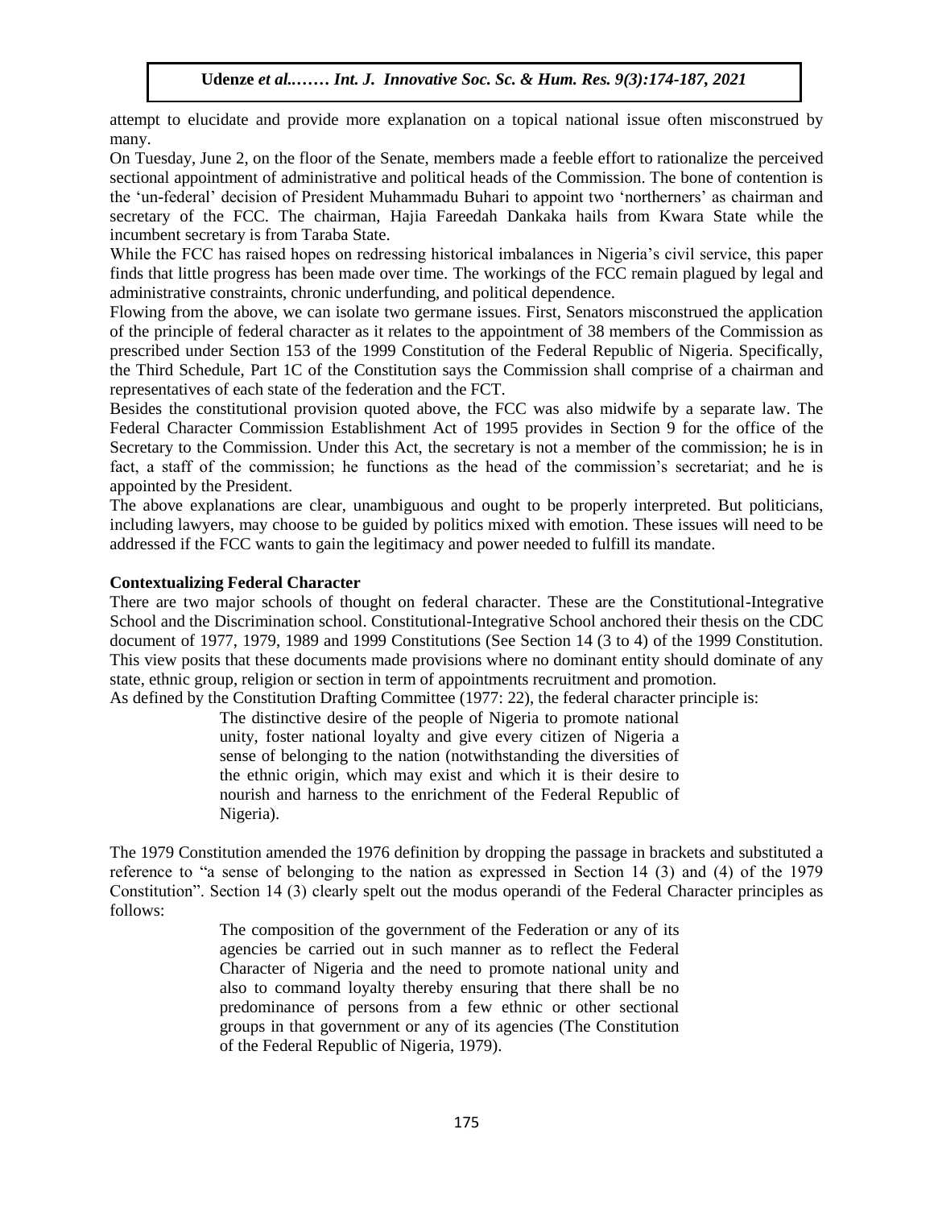attempt to elucidate and provide more explanation on a topical national issue often misconstrued by many.

On Tuesday, June 2, on the floor of the Senate, members made a feeble effort to rationalize the perceived sectional appointment of administrative and political heads of the Commission. The bone of contention is the 'un-federal' decision of President Muhammadu Buhari to appoint two 'northerners' as chairman and secretary of the FCC. The chairman, Hajia Fareedah Dankaka hails from Kwara State while the incumbent secretary is from Taraba State.

While the FCC has raised hopes on redressing historical imbalances in Nigeria's civil service, this paper finds that little progress has been made over time. The workings of the FCC remain plagued by legal and administrative constraints, chronic underfunding, and political dependence.

Flowing from the above, we can isolate two germane issues. First, Senators misconstrued the application of the principle of federal character as it relates to the appointment of 38 members of the Commission as prescribed under Section 153 of the 1999 Constitution of the Federal Republic of Nigeria. Specifically, the Third Schedule, Part 1C of the Constitution says the Commission shall comprise of a chairman and representatives of each state of the federation and the FCT.

Besides the constitutional provision quoted above, the FCC was also midwife by a separate law. The Federal Character Commission Establishment Act of 1995 provides in Section 9 for the office of the Secretary to the Commission. Under this Act, the secretary is not a member of the commission; he is in fact, a staff of the commission; he functions as the head of the commission's secretariat; and he is appointed by the President.

The above explanations are clear, unambiguous and ought to be properly interpreted. But politicians, including lawyers, may choose to be guided by politics mixed with emotion. These issues will need to be addressed if the FCC wants to gain the legitimacy and power needed to fulfill its mandate.

## Contextualizing Federal Character

There are two major schools of thought on federal character. These are the Constitutional-Integrative School and the Discrimination school. Constitutional-Integrative School anchored their thesis on the CDC document of 1977, 1979, 1989 and 1999 Constitutions (See Section 14 (3 to 4) of the 1999 Constitution. This view posits that these documents made provisions where no dominant entity should dominate of any state, ethnic group, religion or section in term of appointments recruitment and promotion.

As defined by the Constitution Drafting Committee (1977: 22), the federal character principle is:

> The distinctive desire of the people of Nigeria to promote national unity, foster national loyalty and give every citizen of Nigeria a sense of belonging to the nation (notwithstanding the diversities of the ethnic origin, which may exist and which it is their desire to nourish and harness to the enrichment of the Federal Republic of Nigeria).

The 1979 Constitution amended the 1976 definition by dropping the passage in brackets and substituted a reference to "a sense of belonging to the nation as expressed in Section 14 (3) and (4) of the 1979 Constitution". Section 14 (3) clearly spelt out the modus operandi of the Federal Character principles as follows:

> The composition of the government of the Federation or any of its agencies be carried out in such manner as to reflect the Federal Character of Nigeria and the need to promote national unity and also to command loyalty thereby ensuring that there shall be no predominance of persons from a few ethnic or other sectional groups in that government or any of its agencies (The Constitution of the Federal Republic of Nigeria, 1979).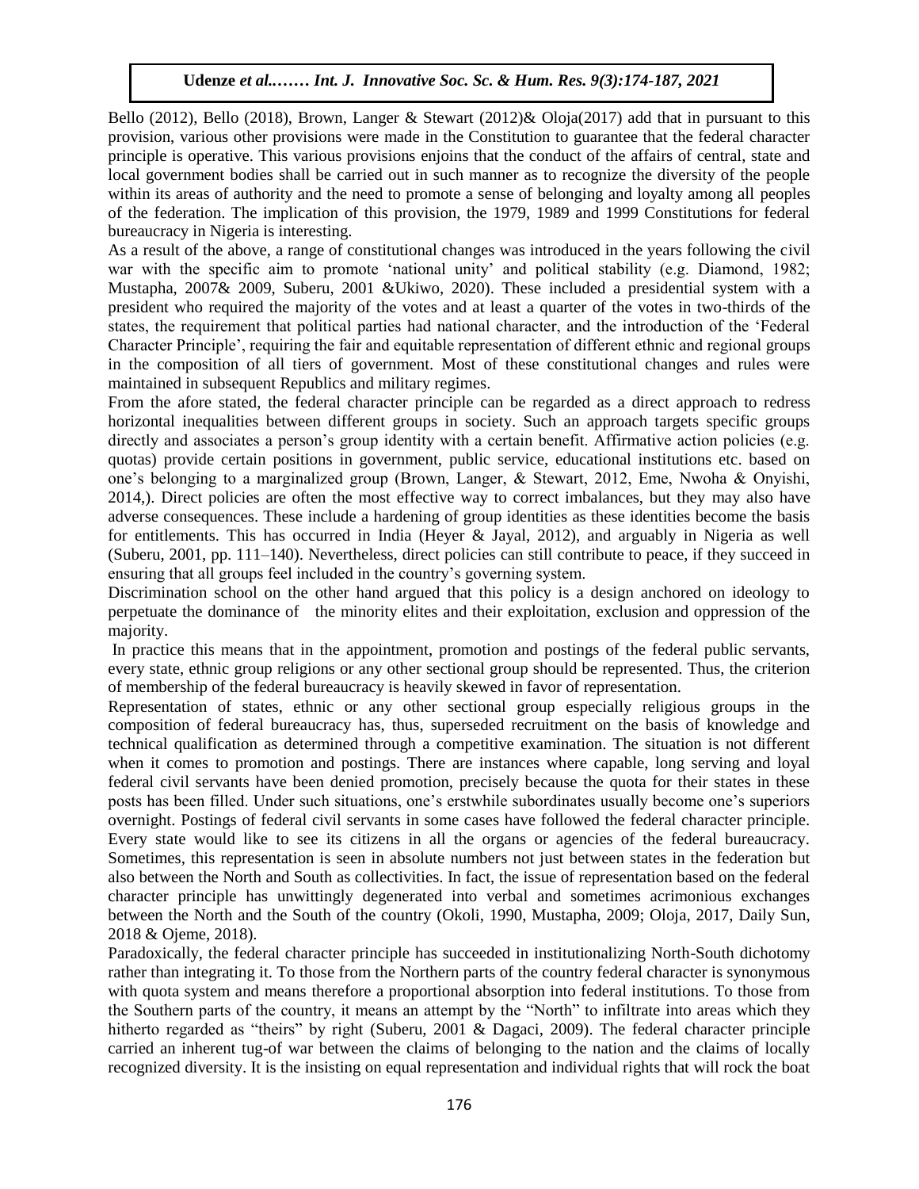Bello (2012), Bello (2018), Brown, Langer & Stewart (2012)& Oloja(2017) add that in pursuant to this provision, various other provisions were made in the Constitution to guarantee that the federal character principle is operative. This various provisions enjoins that the conduct of the affairs of central, state and local government bodies shall be carried out in such manner as to recognize the diversity of the people within its areas of authority and the need to promote a sense of belonging and loyalty among all peoples of the federation. The implication of this provision, the 1979, 1989 and 1999 Constitutions for federal bureaucracy in Nigeria is interesting.

As a result of the above, a range of constitutional changes was introduced in the years following the civil war with the specific aim to promote 'national unity' and political stability (e.g. Diamond, 1982; Mustapha, 2007& 2009, Suberu, 2001 &Ukiwo, 2020). These included a presidential system with a president who required the majority of the votes and at least a quarter of the votes in two-thirds of the states, the requirement that political parties had national character, and the introduction of the 'Federal Character Principle', requiring the fair and equitable representation of different ethnic and regional groups in the composition of all tiers of government. Most of these constitutional changes and rules were maintained in subsequent Republics and military regimes.

From the afore stated, the federal character principle can be regarded as a direct approach to redress horizontal inequalities between different groups in society. Such an approach targets specific groups directly and associates a person's group identity with a certain benefit. Affirmative action policies (e.g. quotas) provide certain positions in government, public service, educational institutions etc. based on one's belonging to a marginalized group (Brown, Langer, & Stewart, 2012, Eme, Nwoha & Onyishi, 2014,). Direct policies are often the most effective way to correct imbalances, but they may also have adverse consequences. These include a hardening of group identities as these identities become the basis for entitlements. This has occurred in India (Heyer & Jayal, 2012), and arguably in Nigeria as well (Suberu, 2001, pp. 111–140). Nevertheless, direct policies can still contribute to peace, if they succeed in ensuring that all groups feel included in the country's governing system.

Discrimination school on the other hand argued that this policy is a design anchored on ideology to perpetuate the dominance of the minority elites and their exploitation, exclusion and oppression of the majority.

In practice this means that in the appointment, promotion and postings of the federal public servants, every state, ethnic group religions or any other sectional group should be represented. Thus, the criterion of membership of the federal bureaucracy is heavily skewed in favor of representation.

Representation of states, ethnic or any other sectional group especially religious groups in the composition of federal bureaucracy has, thus, superseded recruitment on the basis of knowledge and technical qualification as determined through a competitive examination. The situation is not different when it comes to promotion and postings. There are instances where capable, long serving and loyal federal civil servants have been denied promotion, precisely because the quota for their states in these posts has been filled. Under such situations, one's erstwhile subordinates usually become one's superiors overnight. Postings of federal civil servants in some cases have followed the federal character principle. Every state would like to see its citizens in all the organs or agencies of the federal bureaucracy. Sometimes, this representation is seen in absolute numbers not just between states in the federation but also between the North and South as collectivities. In fact, the issue of representation based on the federal character principle has unwittingly degenerated into verbal and sometimes acrimonious exchanges between the North and the South of the country (Okoli, 1990, Mustapha, 2009; Oloja, 2017, Daily Sun, 2018 & Ojeme, 2018).

Paradoxically, the federal character principle has succeeded in institutionalizing North-South dichotomy rather than integrating it. To those from the Northern parts of the country federal character is synonymous with quota system and means therefore a proportional absorption into federal institutions. To those from the Southern parts of the country, it means an attempt by the "North" to infiltrate into areas which they hitherto regarded as "theirs" by right (Suberu, 2001 & Dagaci, 2009). The federal character principle carried an inherent tug-of war between the claims of belonging to the nation and the claims of locally recognized diversity. It is the insisting on equal representation and individual rights that will rock the boat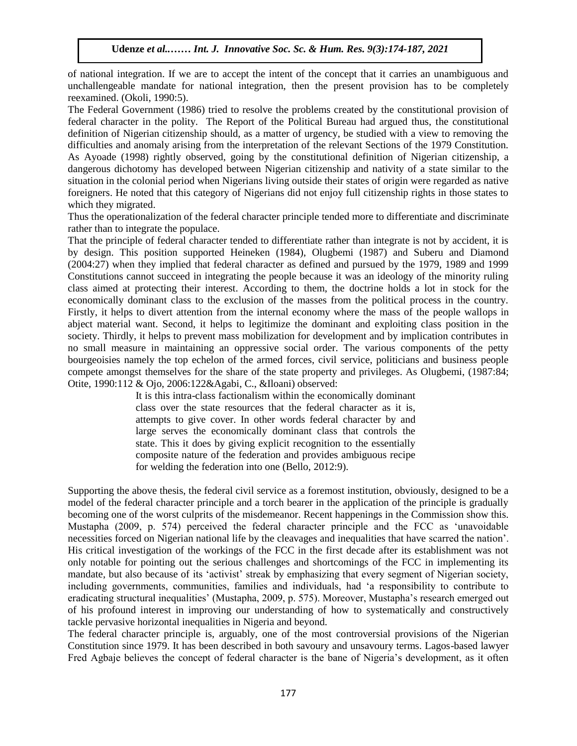of national integration. If we are to accept the intent of the concept that it carries an unambiguous and unchallengeable mandate for national integration, then the present provision has to be completely reexamined. (Okoli, 1990:5).

The Federal Government (1986) tried to resolve the problems created by the constitutional provision of federal character in the polity. The Report of the Political Bureau had argued thus, the constitutional definition of Nigerian citizenship should, as a matter of urgency, be studied with a view to removing the difficulties and anomaly arising from the interpretation of the relevant Sections of the 1979 Constitution. As Ayoade (1998) rightly observed, going by the constitutional definition of Nigerian citizenship, a dangerous dichotomy has developed between Nigerian citizenship and nativity of a state similar to the situation in the colonial period when Nigerians living outside their states of origin were regarded as native foreigners. He noted that this category of Nigerians did not enjoy full citizenship rights in those states to which they migrated.

Thus the operationalization of the federal character principle tended more to differentiate and discriminate rather than to integrate the populace.

That the principle of federal character tended to differentiate rather than integrate is not by accident, it is by design. This position supported Heineken (1984), Olugbemi (1987) and Suberu and Diamond (2004:27) when they implied that federal character as defined and pursued by the 1979, 1989 and 1999 Constitutions cannot succeed in integrating the people because it was an ideology of the minority ruling class aimed at protecting their interest. According to them, the doctrine holds a lot in stock for the economically dominant class to the exclusion of the masses from the political process in the country. Firstly, it helps to divert attention from the internal economy where the mass of the people wallops in abject material want. Second, it helps to legitimize the dominant and exploiting class position in the society. Thirdly, it helps to prevent mass mobilization for development and by implication contributes in no small measure in maintaining an oppressive social order. The various components of the petty bourgeoisies namely the top echelon of the armed forces, civil service, politicians and business people compete amongst themselves for the share of the state property and privileges. As Olugbemi, (1987:84; Otite, 1990:112 & Ojo, 2006:122&Agabi, C., &Iloani) observed:

> It is this intra-class factionalism within the economically dominant class over the state resources that the federal character as it is, attempts to give cover. In other words federal character by and large serves the economically dominant class that controls the state. This it does by giving explicit recognition to the essentially composite nature of the federation and provides ambiguous recipe for welding the federation into one (Bello, 2012:9).

Supporting the above thesis, the federal civil service as a foremost institution, obviously, designed to be a model of the federal character principle and a torch bearer in the application of the principle is gradually becoming one of the worst culprits of the misdemeanor. Recent happenings in the Commission show this. Mustapha (2009, p. 574) perceived the federal character principle and the FCC as 'unavoidable necessities forced on Nigerian national life by the cleavages and inequalities that have scarred the nation'. His critical investigation of the workings of the FCC in the first decade after its establishment was not only notable for pointing out the serious challenges and shortcomings of the FCC in implementing its mandate, but also because of its 'activist' streak by emphasizing that every segment of Nigerian society, including governments, communities, families and individuals, had 'a responsibility to contribute to eradicating structural inequalities' (Mustapha, 2009, p. 575). Moreover, Mustapha's research emerged out of his profound interest in improving our understanding of how to systematically and constructively tackle pervasive horizontal inequalities in Nigeria and beyond.

The federal character principle is, arguably, one of the most controversial provisions of the Nigerian Constitution since 1979. It has been described in both savoury and unsavoury terms. Lagos-based lawyer Fred Agbaje believes the concept of federal character is the bane of Nigeria's development, as it often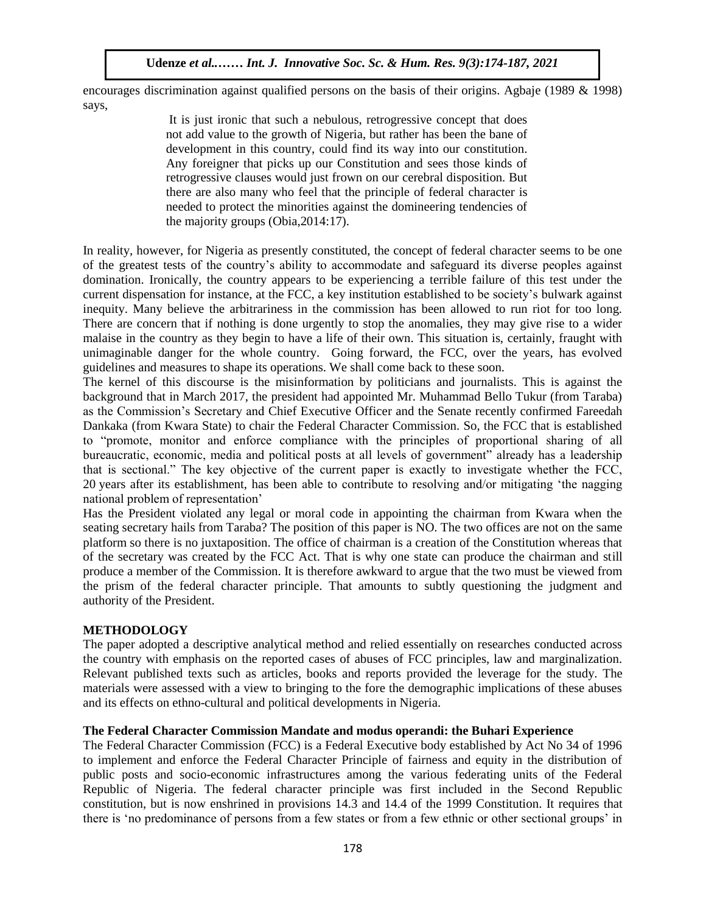encourages discrimination against qualified persons on the basis of their origins. Agbaje (1989 & 1998) says,

> It is just ironic that such a nebulous, retrogressive concept that does not add value to the growth of Nigeria, but rather has been the bane of development in this country, could find its way into our constitution. Any foreigner that picks up our Constitution and sees those kinds of retrogressive clauses would just frown on our cerebral disposition. But there are also many who feel that the principle of federal character is needed to protect the minorities against the domineering tendencies of the majority groups (Obia,2014:17).

In reality, however, for Nigeria as presently constituted, the concept of federal character seems to be one of the greatest tests of the country's ability to accommodate and safeguard its diverse peoples against domination. Ironically, the country appears to be experiencing a terrible failure of this test under the current dispensation for instance, at the FCC, a key institution established to be society's bulwark against inequity. Many believe the arbitrariness in the commission has been allowed to run riot for too long. There are concern that if nothing is done urgently to stop the anomalies, they may give rise to a wider malaise in the country as they begin to have a life of their own. This situation is, certainly, fraught with unimaginable danger for the whole country. Going forward, the FCC, over the years, has evolved guidelines and measures to shape its operations. We shall come back to these soon.

The kernel of this discourse is the misinformation by politicians and journalists. This is against the background that in March 2017, the president had appointed Mr. Muhammad Bello Tukur (from Taraba) as the Commission's Secretary and Chief Executive Officer and the Senate recently confirmed Fareedah Dankaka (from Kwara State) to chair the Federal Character Commission. So, the FCC that is established to "promote, monitor and enforce compliance with the principles of proportional sharing of all bureaucratic, economic, media and political posts at all levels of government" already has a leadership that is sectional." The key objective of the current paper is exactly to investigate whether the FCC, 20 years after its establishment, has been able to contribute to resolving and/or mitigating 'the nagging national problem of representation'

Has the President violated any legal or moral code in appointing the chairman from Kwara when the seating secretary hails from Taraba? The position of this paper is NO. The two offices are not on the same platform so there is no juxtaposition. The office of chairman is a creation of the Constitution whereas that of the secretary was created by the FCC Act. That is why one state can produce the chairman and still produce a member of the Commission. It is therefore awkward to argue that the two must be viewed from the prism of the federal character principle. That amounts to subtly questioning the judgment and authority of the President.

## METHODOLOGY

The paper adopted a descriptive analytical method and relied essentially on researches conducted across the country with emphasis on the reported cases of abuses of FCC principles, law and marginalization. Relevant published texts such as articles, books and reports provided the leverage for the study. The materials were assessed with a view to bringing to the fore the demographic implications of these abuses and its effects on ethno-cultural and political developments in Nigeria.

### The Federal Character Commission Mandate and modus operandi: the Buhari Experience

The Federal Character Commission (FCC) is a Federal Executive body established by Act No 34 of 1996 to implement and enforce the Federal Character Principle of fairness and equity in the distribution of public posts and socio-economic infrastructures among the various federating units of the Federal Republic of Nigeria. The federal character principle was first included in the Second Republic constitution, but is now enshrined in provisions 14.3 and 14.4 of the 1999 Constitution. It requires that there is 'no predominance of persons from a few states or from a few ethnic or other sectional groups' in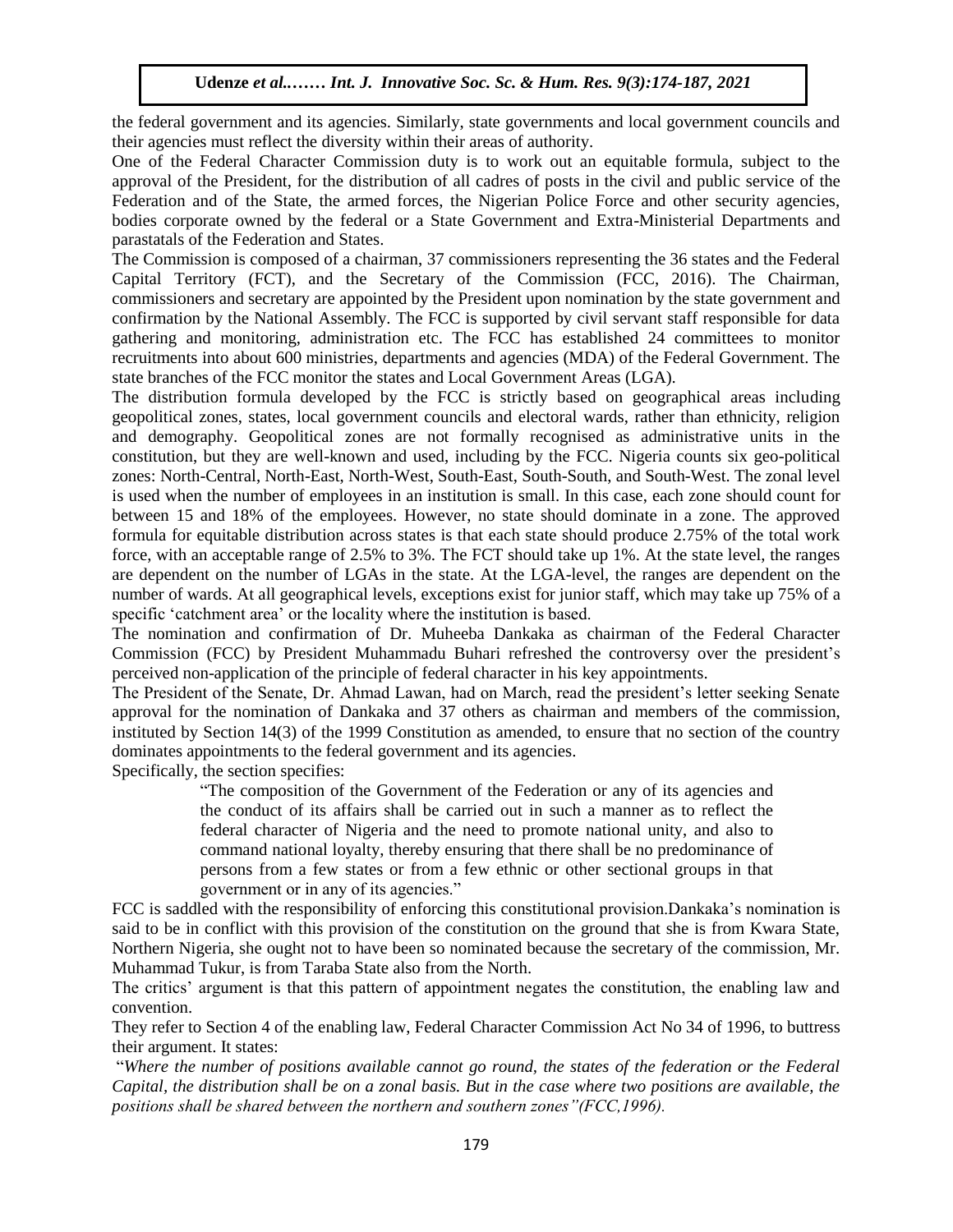the federal government and its agencies. Similarly, state governments and local government councils and their agencies must reflect the diversity within their areas of authority.

One of the Federal Character Commission duty is to work out an equitable formula, subject to the approval of the President, for the distribution of all cadres of posts in the civil and public service of the Federation and of the State, the armed forces, the Nigerian Police Force and other security agencies, bodies corporate owned by the federal or a State Government and Extra-Ministerial Departments and parastatals of the Federation and States.

The Commission is composed of a chairman, 37 commissioners representing the 36 states and the Federal Capital Territory (FCT), and the Secretary of the Commission (FCC, 2016). The Chairman, commissioners and secretary are appointed by the President upon nomination by the state government and confirmation by the National Assembly. The FCC is supported by civil servant staff responsible for data gathering and monitoring, administration etc. The FCC has established 24 committees to monitor recruitments into about 600 ministries, departments and agencies (MDA) of the Federal Government. The state branches of the FCC monitor the states and Local Government Areas (LGA).

The distribution formula developed by the FCC is strictly based on geographical areas including geopolitical zones, states, local government councils and electoral wards, rather than ethnicity, religion and demography. Geopolitical zones are not formally recognised as administrative units in the constitution, but they are well-known and used, including by the FCC. Nigeria counts six geo-political zones: North-Central, North-East, North-West, South-East, South-South, and South-West. The zonal level is used when the number of employees in an institution is small. In this case, each zone should count for between 15 and 18% of the employees. However, no state should dominate in a zone. The approved formula for equitable distribution across states is that each state should produce 2.75% of the total work force, with an acceptable range of 2.5% to 3%. The FCT should take up 1%. At the state level, the ranges are dependent on the number of LGAs in the state. At the LGA-level, the ranges are dependent on the number of wards. At all geographical levels, exceptions exist for junior staff, which may take up 75% of a specific 'catchment area' or the locality where the institution is based.

The nomination and confirmation of Dr. Muheeba Dankaka as chairman of the Federal Character Commission (FCC) by President Muhammadu Buhari refreshed the controversy over the president's perceived non-application of the principle of federal character in his key appointments.

The President of the Senate, Dr. Ahmad Lawan, had on March, read the president's letter seeking Senate approval for the nomination of Dankaka and 37 others as chairman and members of the commission, instituted by Section 14(3) of the 1999 Constitution as amended, to ensure that no section of the country dominates appointments to the federal government and its agencies.

Specifically, the section specifies:

> "The composition of the Government of the Federation or any of its agencies and the conduct of its affairs shall be carried out in such a manner as to reflect the federal character of Nigeria and the need to promote national unity, and also to command national loyalty, thereby ensuring that there shall be no predominance of persons from a few states or from a few ethnic or other sectional groups in that government or in any of its agencies."

FCC is saddled with the responsibility of enforcing this constitutional provision.Dankaka's nomination is said to be in conflict with this provision of the constitution on the ground that she is from Kwara State, Northern Nigeria, she ought not to have been so nominated because the secretary of the commission, Mr. Muhammad Tukur, is from Taraba State also from the North.

The critics' argument is that this pattern of appointment negates the constitution, the enabling law and convention.

They refer to Section 4 of the enabling law, Federal Character Commission Act No 34 of 1996, to buttress their argument. It states:

"*Where the number of positions available cannot go round, the states of the federation or the Federal Capital, the distribution shall be on a zonal basis. But in the case where two positions are available, the positions shall be shared between the northern and southern zones"(FCC,1996).*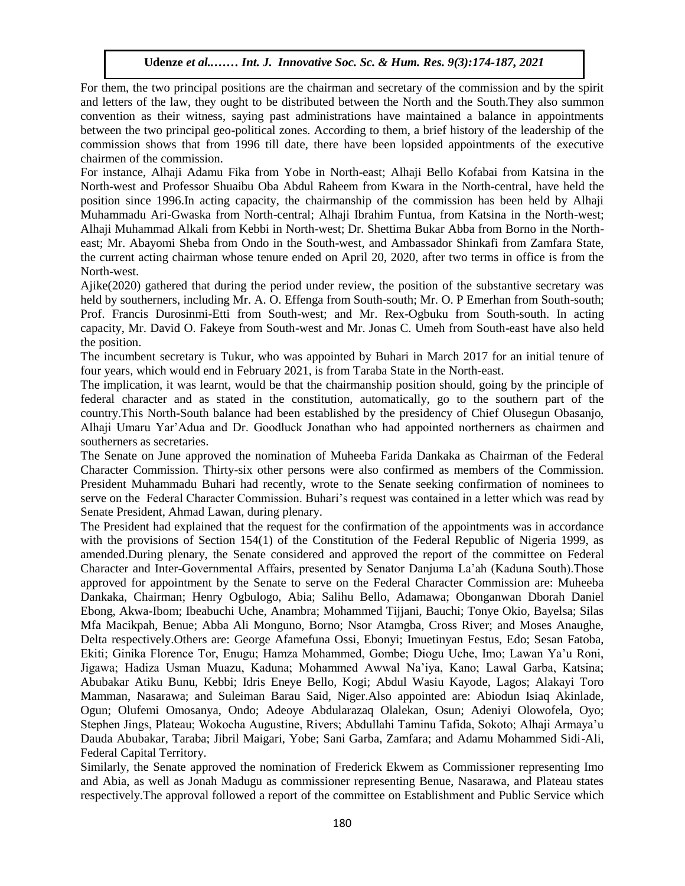For them, the two principal positions are the chairman and secretary of the commission and by the spirit and letters of the law, they ought to be distributed between the North and the South.They also summon convention as their witness, saying past administrations have maintained a balance in appointments between the two principal geo-political zones. According to them, a brief history of the leadership of the commission shows that from 1996 till date, there have been lopsided appointments of the executive chairmen of the commission.

For instance, Alhaji Adamu Fika from Yobe in North-east; Alhaji Bello Kofabai from Katsina in the North-west and Professor Shuaibu Oba Abdul Raheem from Kwara in the North-central, have held the position since 1996.In acting capacity, the chairmanship of the commission has been held by Alhaji Muhammadu Ari-Gwaska from North-central; Alhaji Ibrahim Funtua, from Katsina in the North-west; Alhaji Muhammad Alkali from Kebbi in North-west; Dr. Shettima Bukar Abba from Borno in the North-east; Mr. Abayomi Sheba from Ondo in the South-west, and Ambassador Shinkafi from Zamfara State, the current acting chairman whose tenure ended on April 20, 2020, after two terms in office is from the North-west.

Ajike(2020) gathered that during the period under review, the position of the substantive secretary was held by southerners, including Mr. A. O. Effenga from South-south; Mr. O. P Emerhan from South-south; Prof. Francis Durosinmi-Etti from South-west; and Mr. Rex-Ogbuku from South-south. In acting capacity, Mr. David O. Fakeye from South-west and Mr. Jonas C. Umeh from South-east have also held the position.

The incumbent secretary is Tukur, who was appointed by Buhari in March 2017 for an initial tenure of four years, which would end in February 2021, is from Taraba State in the North-east.

The implication, it was learnt, would be that the chairmanship position should, going by the principle of federal character and as stated in the constitution, automatically, go to the southern part of the country.This North-South balance had been established by the presidency of Chief Olusegun Obasanjo, Alhaji Umaru Yar'Adua and Dr. Goodluck Jonathan who had appointed northerners as chairmen and southerners as secretaries.

The Senate on June approved the nomination of Muheeba Farida Dankaka as Chairman of the Federal Character Commission. Thirty-six other persons were also confirmed as members of the Commission. President Muhammadu Buhari had recently, wrote to the Senate seeking confirmation of nominees to serve on the Federal Character Commission. Buhari's request was contained in a letter which was read by Senate President, Ahmad Lawan, during plenary.

The President had explained that the request for the confirmation of the appointments was in accordance with the provisions of Section 154(1) of the Constitution of the Federal Republic of Nigeria 1999, as amended.During plenary, the Senate considered and approved the report of the committee on Federal Character and Inter-Governmental Affairs, presented by Senator Danjuma La'ah (Kaduna South).Those approved for appointment by the Senate to serve on the Federal Character Commission are: Muheeba Dankaka, Chairman; Henry Ogbulogo, Abia; Salihu Bello, Adamawa; Obonganwan Dborah Daniel Ebong, Akwa-Ibom; Ibeabuchi Uche, Anambra; Mohammed Tijjani, Bauchi; Tonye Okio, Bayelsa; Silas Mfa Macikpah, Benue; Abba Ali Monguno, Borno; Nsor Atamgba, Cross River; and Moses Anaughe, Delta respectively.Others are: George Afamefuna Ossi, Ebonyi; Imuetinyan Festus, Edo; Sesan Fatoba, Ekiti; Ginika Florence Tor, Enugu; Hamza Mohammed, Gombe; Diogu Uche, Imo; Lawan Ya'u Roni, Jigawa; Hadiza Usman Muazu, Kaduna; Mohammed Awwal Na'iya, Kano; Lawal Garba, Katsina; Abubakar Atiku Bunu, Kebbi; Idris Eneye Bello, Kogi; Abdul Wasiu Kayode, Lagos; Alakayi Toro Mamman, Nasarawa; and Suleiman Barau Said, Niger.Also appointed are: Abiodun Isiaq Akinlade, Ogun; Olufemi Omosanya, Ondo; Adeoye Abdularazaq Olalekan, Osun; Adeniyi Olowofela, Oyo; Stephen Jings, Plateau; Wokocha Augustine, Rivers; Abdullahi Taminu Tafida, Sokoto; Alhaji Armaya'u Dauda Abubakar, Taraba; Jibril Maigari, Yobe; Sani Garba, Zamfara; and Adamu Mohammed Sidi-Ali, Federal Capital Territory.

Similarly, the Senate approved the nomination of Frederick Ekwem as Commissioner representing Imo and Abia, as well as Jonah Madugu as commissioner representing Benue, Nasarawa, and Plateau states respectively.The approval followed a report of the committee on Establishment and Public Service which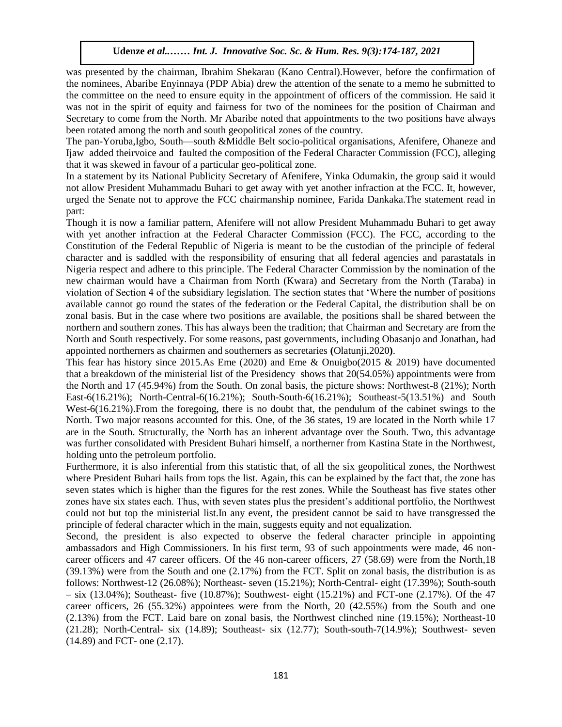was presented by the chairman, Ibrahim Shekarau (Kano Central).However, before the confirmation of the nominees, Abaribe Enyinnaya (PDP Abia) drew the attention of the senate to a memo he submitted to the committee on the need to ensure equity in the appointment of officers of the commission. He said it was not in the spirit of equity and fairness for two of the nominees for the position of Chairman and Secretary to come from the North. Mr Abaribe noted that appointments to the two positions have always been rotated among the north and south geopolitical zones of the country.

The pan-Yoruba,Igbo, South—south &Middle Belt socio-political organisations, Afenifere, Ohaneze and Ijaw added theirvoice and faulted the composition of the Federal Character Commission (FCC), alleging that it was skewed in favour of a particular geo-political zone.

In a statement by its National Publicity Secretary of Afenifere, Yinka Odumakin, the group said it would not allow President Muhammadu Buhari to get away with yet another infraction at the FCC. It, however, urged the Senate not to approve the FCC chairmanship nominee, Farida Dankaka.The statement read in part:

Though it is now a familiar pattern, Afenifere will not allow President Muhammadu Buhari to get away with yet another infraction at the Federal Character Commission (FCC). The FCC, according to the Constitution of the Federal Republic of Nigeria is meant to be the custodian of the principle of federal character and is saddled with the responsibility of ensuring that all federal agencies and parastatals in Nigeria respect and adhere to this principle. The Federal Character Commission by the nomination of the new chairman would have a Chairman from North (Kwara) and Secretary from the North (Taraba) in violation of Section 4 of the subsidiary legislation. The section states that 'Where the number of positions available cannot go round the states of the federation or the Federal Capital, the distribution shall be on zonal basis. But in the case where two positions are available, the positions shall be shared between the northern and southern zones. This has always been the tradition; that Chairman and Secretary are from the North and South respectively. For some reasons, past governments, including Obasanjo and Jonathan, had appointed northerners as chairmen and southerners as secretaries **(**Olatunji,2020**)**.

This fear has history since 2015.As Eme (2020) and Eme & Onuigbo(2015 & 2019) have documented that a breakdown of the ministerial list of the Presidency shows that 20(54.05%) appointments were from the North and 17 (45.94%) from the South. On zonal basis, the picture shows: Northwest-8 (21%); North East-6(16.21%); North-Central-6(16.21%); South-South-6(16.21%); Southeast-5(13.51%) and South West-6(16.21%).From the foregoing, there is no doubt that, the pendulum of the cabinet swings to the North. Two major reasons accounted for this. One, of the 36 states, 19 are located in the North while 17 are in the South. Structurally, the North has an inherent advantage over the South. Two, this advantage was further consolidated with President Buhari himself, a northerner from Kastina State in the Northwest, holding unto the petroleum portfolio.

Furthermore, it is also inferential from this statistic that, of all the six geopolitical zones, the Northwest where President Buhari hails from tops the list. Again, this can be explained by the fact that, the zone has seven states which is higher than the figures for the rest zones. While the Southeast has five states other zones have six states each. Thus, with seven states plus the president's additional portfolio, the Northwest could not but top the ministerial list.In any event, the president cannot be said to have transgressed the principle of federal character which in the main, suggests equity and not equalization.

Second, the president is also expected to observe the federal character principle in appointing ambassadors and High Commissioners. In his first term, 93 of such appointments were made, 46 non-career officers and 47 career officers. Of the 46 non-career officers, 27 (58.69) were from the North,18 (39.13%) were from the South and one (2.17%) from the FCT. Split on zonal basis, the distribution is as follows: Northwest-12 (26.08%); Northeast- seven (15.21%); North-Central- eight (17.39%); South-south – six (13.04%); Southeast- five (10.87%); Southwest- eight (15.21%) and FCT-one (2.17%). Of the 47 career officers, 26 (55.32%) appointees were from the North, 20 (42.55%) from the South and one (2.13%) from the FCT. Laid bare on zonal basis, the Northwest clinched nine (19.15%); Northeast-10 (21.28); North-Central- six (14.89); Southeast- six (12.77); South-south-7(14.9%); Southwest- seven (14.89) and FCT- one (2.17).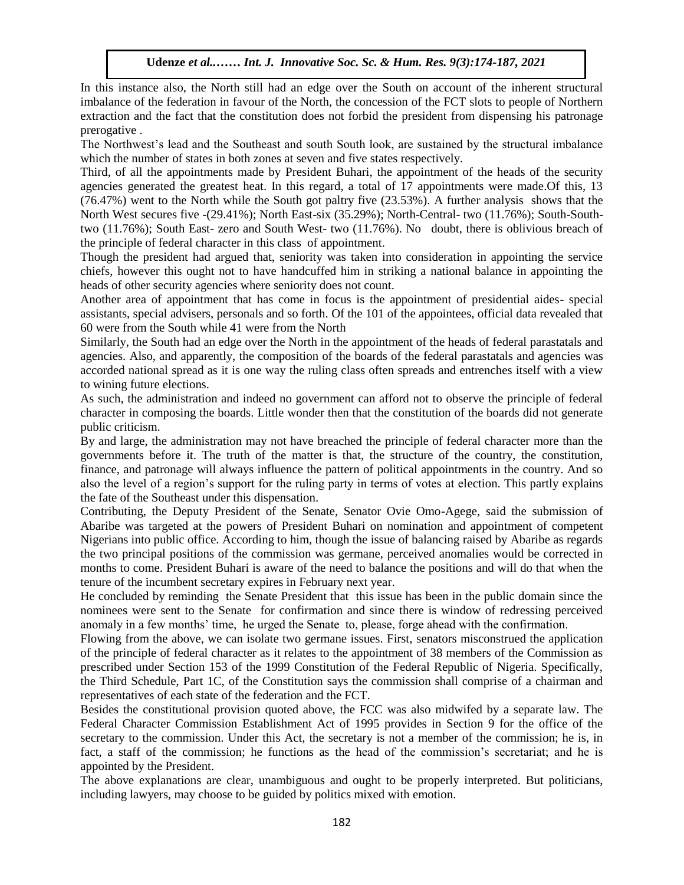In this instance also, the North still had an edge over the South on account of the inherent structural imbalance of the federation in favour of the North, the concession of the FCT slots to people of Northern extraction and the fact that the constitution does not forbid the president from dispensing his patronage prerogative .

The Northwest's lead and the Southeast and south South look, are sustained by the structural imbalance which the number of states in both zones at seven and five states respectively.

Third, of all the appointments made by President Buhari, the appointment of the heads of the security agencies generated the greatest heat. In this regard, a total of 17 appointments were made.Of this, 13 (76.47%) went to the North while the South got paltry five (23.53%). A further analysis shows that the North West secures five -(29.41%); North East-six (35.29%); North-Central- two (11.76%); South-South-two (11.76%); South East- zero and South West- two (11.76%). No doubt, there is oblivious breach of the principle of federal character in this class of appointment.

Though the president had argued that, seniority was taken into consideration in appointing the service chiefs, however this ought not to have handcuffed him in striking a national balance in appointing the heads of other security agencies where seniority does not count.

Another area of appointment that has come in focus is the appointment of presidential aides- special assistants, special advisers, personals and so forth. Of the 101 of the appointees, official data revealed that 60 were from the South while 41 were from the North

Similarly, the South had an edge over the North in the appointment of the heads of federal parastatals and agencies. Also, and apparently, the composition of the boards of the federal parastatals and agencies was accorded national spread as it is one way the ruling class often spreads and entrenches itself with a view to wining future elections.

As such, the administration and indeed no government can afford not to observe the principle of federal character in composing the boards. Little wonder then that the constitution of the boards did not generate public criticism.

By and large, the administration may not have breached the principle of federal character more than the governments before it. The truth of the matter is that, the structure of the country, the constitution, finance, and patronage will always influence the pattern of political appointments in the country. And so also the level of a region's support for the ruling party in terms of votes at election. This partly explains the fate of the Southeast under this dispensation.

Contributing, the Deputy President of the Senate, Senator Ovie Omo-Agege, said the submission of Abaribe was targeted at the powers of President Buhari on nomination and appointment of competent Nigerians into public office. According to him, though the issue of balancing raised by Abaribe as regards the two principal positions of the commission was germane, perceived anomalies would be corrected in months to come. President Buhari is aware of the need to balance the positions and will do that when the tenure of the incumbent secretary expires in February next year.

He concluded by reminding the Senate President that this issue has been in the public domain since the nominees were sent to the Senate for confirmation and since there is window of redressing perceived anomaly in a few months' time, he urged the Senate to, please, forge ahead with the confirmation.

Flowing from the above, we can isolate two germane issues. First, senators misconstrued the application of the principle of federal character as it relates to the appointment of 38 members of the Commission as prescribed under Section 153 of the 1999 Constitution of the Federal Republic of Nigeria. Specifically, the Third Schedule, Part 1C, of the Constitution says the commission shall comprise of a chairman and representatives of each state of the federation and the FCT.

Besides the constitutional provision quoted above, the FCC was also midwifed by a separate law. The Federal Character Commission Establishment Act of 1995 provides in Section 9 for the office of the secretary to the commission. Under this Act, the secretary is not a member of the commission; he is, in fact, a staff of the commission; he functions as the head of the commission's secretariat; and he is appointed by the President.

The above explanations are clear, unambiguous and ought to be properly interpreted. But politicians, including lawyers, may choose to be guided by politics mixed with emotion.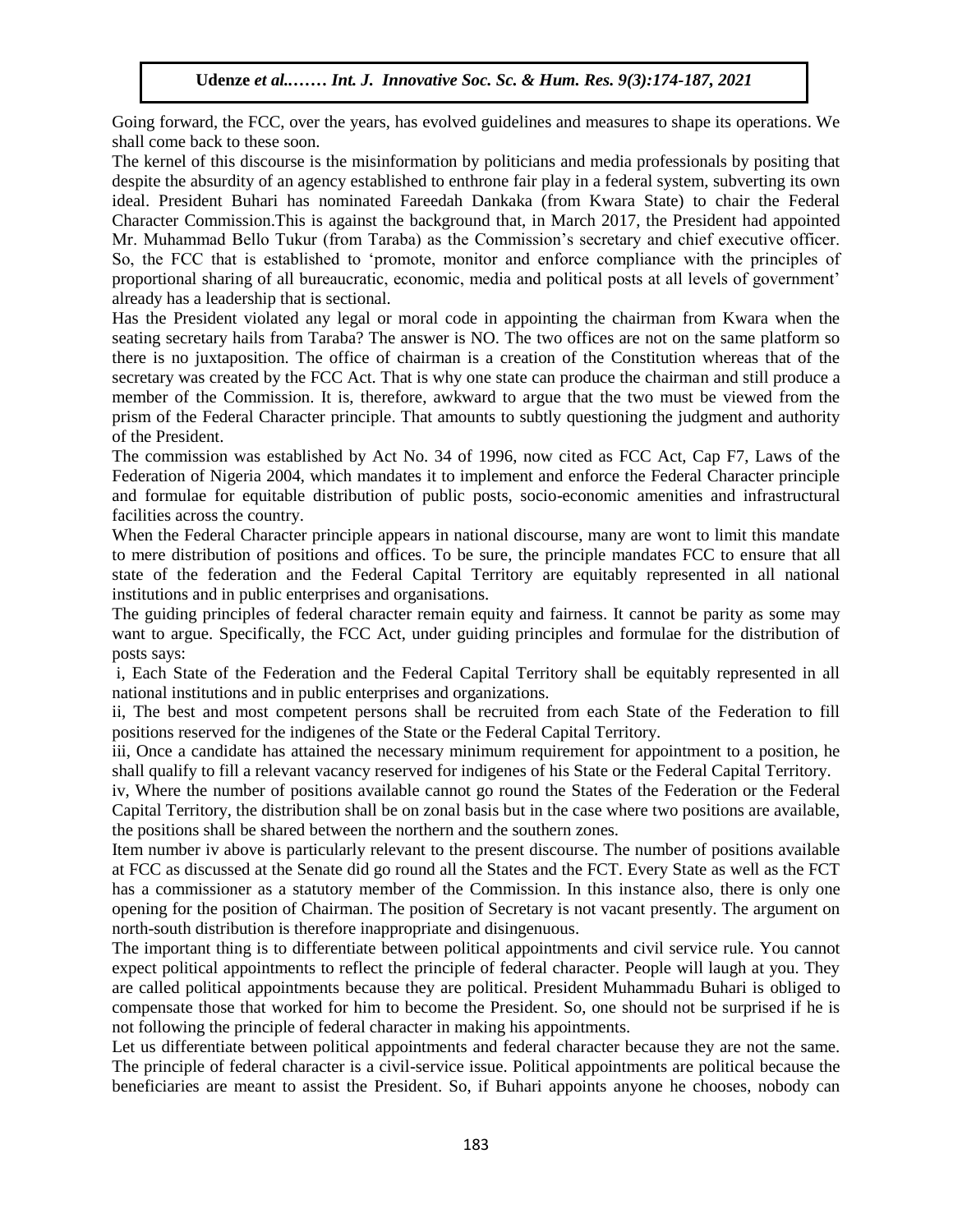Going forward, the FCC, over the years, has evolved guidelines and measures to shape its operations. We shall come back to these soon.

The kernel of this discourse is the misinformation by politicians and media professionals by positing that despite the absurdity of an agency established to enthrone fair play in a federal system, subverting its own ideal. President Buhari has nominated Fareedah Dankaka (from Kwara State) to chair the Federal Character Commission.This is against the background that, in March 2017, the President had appointed Mr. Muhammad Bello Tukur (from Taraba) as the Commission's secretary and chief executive officer. So, the FCC that is established to 'promote, monitor and enforce compliance with the principles of proportional sharing of all bureaucratic, economic, media and political posts at all levels of government' already has a leadership that is sectional.

Has the President violated any legal or moral code in appointing the chairman from Kwara when the seating secretary hails from Taraba? The answer is NO. The two offices are not on the same platform so there is no juxtaposition. The office of chairman is a creation of the Constitution whereas that of the secretary was created by the FCC Act. That is why one state can produce the chairman and still produce a member of the Commission. It is, therefore, awkward to argue that the two must be viewed from the prism of the Federal Character principle. That amounts to subtly questioning the judgment and authority of the President.

The commission was established by Act No. 34 of 1996, now cited as FCC Act, Cap F7, Laws of the Federation of Nigeria 2004, which mandates it to implement and enforce the Federal Character principle and formulae for equitable distribution of public posts, socio-economic amenities and infrastructural facilities across the country.

When the Federal Character principle appears in national discourse, many are wont to limit this mandate to mere distribution of positions and offices. To be sure, the principle mandates FCC to ensure that all state of the federation and the Federal Capital Territory are equitably represented in all national institutions and in public enterprises and organisations.

The guiding principles of federal character remain equity and fairness. It cannot be parity as some may want to argue. Specifically, the FCC Act, under guiding principles and formulae for the distribution of posts says:

i, Each State of the Federation and the Federal Capital Territory shall be equitably represented in all national institutions and in public enterprises and organizations.

ii, The best and most competent persons shall be recruited from each State of the Federation to fill positions reserved for the indigenes of the State or the Federal Capital Territory.

iii, Once a candidate has attained the necessary minimum requirement for appointment to a position, he shall qualify to fill a relevant vacancy reserved for indigenes of his State or the Federal Capital Territory.

iv, Where the number of positions available cannot go round the States of the Federation or the Federal Capital Territory, the distribution shall be on zonal basis but in the case where two positions are available, the positions shall be shared between the northern and the southern zones.

Item number iv above is particularly relevant to the present discourse. The number of positions available at FCC as discussed at the Senate did go round all the States and the FCT. Every State as well as the FCT has a commissioner as a statutory member of the Commission. In this instance also, there is only one opening for the position of Chairman. The position of Secretary is not vacant presently. The argument on north-south distribution is therefore inappropriate and disingenuous.

The important thing is to differentiate between political appointments and civil service rule. You cannot expect political appointments to reflect the principle of federal character. People will laugh at you. They are called political appointments because they are political. President Muhammadu Buhari is obliged to compensate those that worked for him to become the President. So, one should not be surprised if he is not following the principle of federal character in making his appointments.

Let us differentiate between political appointments and federal character because they are not the same. The principle of federal character is a civil-service issue. Political appointments are political because the beneficiaries are meant to assist the President. So, if Buhari appoints anyone he chooses, nobody can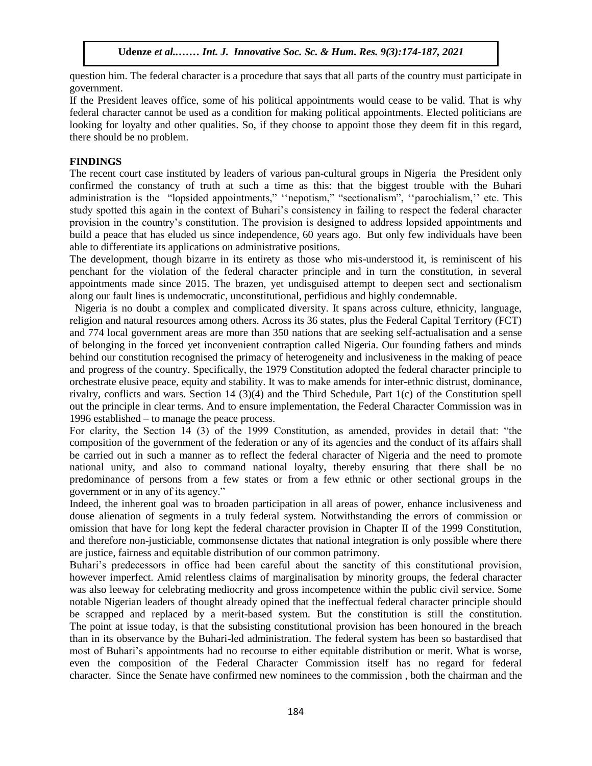question him. The federal character is a procedure that says that all parts of the country must participate in government.

If the President leaves office, some of his political appointments would cease to be valid. That is why federal character cannot be used as a condition for making political appointments. Elected politicians are looking for loyalty and other qualities. So, if they choose to appoint those they deem fit in this regard, there should be no problem.

## FINDINGS

The recent court case instituted by leaders of various pan-cultural groups in Nigeria the President only confirmed the constancy of truth at such a time as this: that the biggest trouble with the Buhari administration is the "lopsided appointments," ''nepotism," "sectionalism", ''parochialism,'' etc. This study spotted this again in the context of Buhari's consistency in failing to respect the federal character provision in the country's constitution. The provision is designed to address lopsided appointments and build a peace that has eluded us since independence, 60 years ago. But only few individuals have been able to differentiate its applications on administrative positions.

The development, though bizarre in its entirety as those who mis-understood it, is reminiscent of his penchant for the violation of the federal character principle and in turn the constitution, in several appointments made since 2015. The brazen, yet undisguised attempt to deepen sect and sectionalism along our fault lines is undemocratic, unconstitutional, perfidious and highly condemnable.

Nigeria is no doubt a complex and complicated diversity. It spans across culture, ethnicity, language, religion and natural resources among others. Across its 36 states, plus the Federal Capital Territory (FCT) and 774 local government areas are more than 350 nations that are seeking self-actualisation and a sense of belonging in the forced yet inconvenient contraption called Nigeria. Our founding fathers and minds behind our constitution recognised the primacy of heterogeneity and inclusiveness in the making of peace and progress of the country. Specifically, the 1979 Constitution adopted the federal character principle to orchestrate elusive peace, equity and stability. It was to make amends for inter-ethnic distrust, dominance, rivalry, conflicts and wars. Section 14 (3)(4) and the Third Schedule, Part 1(c) of the Constitution spell out the principle in clear terms. And to ensure implementation, the Federal Character Commission was in 1996 established – to manage the peace process.

For clarity, the Section 14 (3) of the 1999 Constitution, as amended, provides in detail that: "the composition of the government of the federation or any of its agencies and the conduct of its affairs shall be carried out in such a manner as to reflect the federal character of Nigeria and the need to promote national unity, and also to command national loyalty, thereby ensuring that there shall be no predominance of persons from a few states or from a few ethnic or other sectional groups in the government or in any of its agency."

Indeed, the inherent goal was to broaden participation in all areas of power, enhance inclusiveness and douse alienation of segments in a truly federal system. Notwithstanding the errors of commission or omission that have for long kept the federal character provision in Chapter II of the 1999 Constitution, and therefore non-justiciable, commonsense dictates that national integration is only possible where there are justice, fairness and equitable distribution of our common patrimony.

Buhari's predecessors in office had been careful about the sanctity of this constitutional provision, however imperfect. Amid relentless claims of marginalisation by minority groups, the federal character was also leeway for celebrating mediocrity and gross incompetence within the public civil service. Some notable Nigerian leaders of thought already opined that the ineffectual federal character principle should be scrapped and replaced by a merit-based system. But the constitution is still the constitution. The point at issue today, is that the subsisting constitutional provision has been honoured in the breach than in its observance by the Buhari-led administration. The federal system has been so bastardised that most of Buhari's appointments had no recourse to either equitable distribution or merit. What is worse, even the composition of the Federal Character Commission itself has no regard for federal character. Since the Senate have confirmed new nominees to the commission , both the chairman and the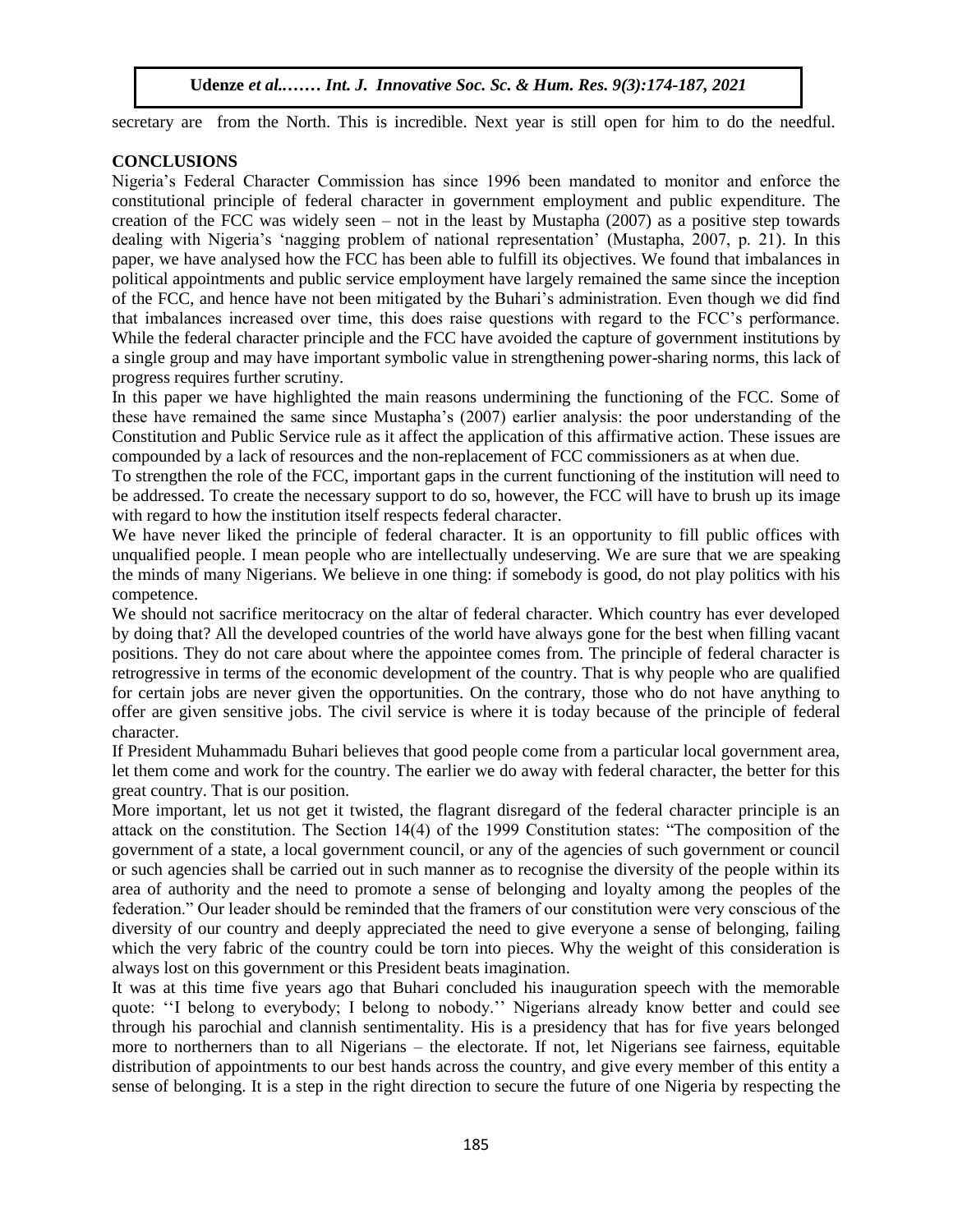secretary are from the North. This is incredible. Next year is still open for him to do the needful.

## CONCLUSIONS

Nigeria's Federal Character Commission has since 1996 been mandated to monitor and enforce the constitutional principle of federal character in government employment and public expenditure. The creation of the FCC was widely seen – not in the least by Mustapha (2007) as a positive step towards dealing with Nigeria's 'nagging problem of national representation' (Mustapha, 2007, p. 21). In this paper, we have analysed how the FCC has been able to fulfill its objectives. We found that imbalances in political appointments and public service employment have largely remained the same since the inception of the FCC, and hence have not been mitigated by the Buhari's administration. Even though we did find that imbalances increased over time, this does raise questions with regard to the FCC's performance. While the federal character principle and the FCC have avoided the capture of government institutions by a single group and may have important symbolic value in strengthening power-sharing norms, this lack of progress requires further scrutiny.

In this paper we have highlighted the main reasons undermining the functioning of the FCC. Some of these have remained the same since Mustapha's (2007) earlier analysis: the poor understanding of the Constitution and Public Service rule as it affect the application of this affirmative action. These issues are compounded by a lack of resources and the non-replacement of FCC commissioners as at when due.

To strengthen the role of the FCC, important gaps in the current functioning of the institution will need to be addressed. To create the necessary support to do so, however, the FCC will have to brush up its image with regard to how the institution itself respects federal character.

We have never liked the principle of federal character. It is an opportunity to fill public offices with unqualified people. I mean people who are intellectually undeserving. We are sure that we are speaking the minds of many Nigerians. We believe in one thing: if somebody is good, do not play politics with his competence.

We should not sacrifice meritocracy on the altar of federal character. Which country has ever developed by doing that? All the developed countries of the world have always gone for the best when filling vacant positions. They do not care about where the appointee comes from. The principle of federal character is retrogressive in terms of the economic development of the country. That is why people who are qualified for certain jobs are never given the opportunities. On the contrary, those who do not have anything to offer are given sensitive jobs. The civil service is where it is today because of the principle of federal character.

If President Muhammadu Buhari believes that good people come from a particular local government area, let them come and work for the country. The earlier we do away with federal character, the better for this great country. That is our position.

More important, let us not get it twisted, the flagrant disregard of the federal character principle is an attack on the constitution. The Section 14(4) of the 1999 Constitution states: "The composition of the government of a state, a local government council, or any of the agencies of such government or council or such agencies shall be carried out in such manner as to recognise the diversity of the people within its area of authority and the need to promote a sense of belonging and loyalty among the peoples of the federation." Our leader should be reminded that the framers of our constitution were very conscious of the diversity of our country and deeply appreciated the need to give everyone a sense of belonging, failing which the very fabric of the country could be torn into pieces. Why the weight of this consideration is always lost on this government or this President beats imagination.

It was at this time five years ago that Buhari concluded his inauguration speech with the memorable quote: ''I belong to everybody; I belong to nobody.'' Nigerians already know better and could see through his parochial and clannish sentimentality. His is a presidency that has for five years belonged more to northerners than to all Nigerians – the electorate. If not, let Nigerians see fairness, equitable distribution of appointments to our best hands across the country, and give every member of this entity a sense of belonging. It is a step in the right direction to secure the future of one Nigeria by respecting the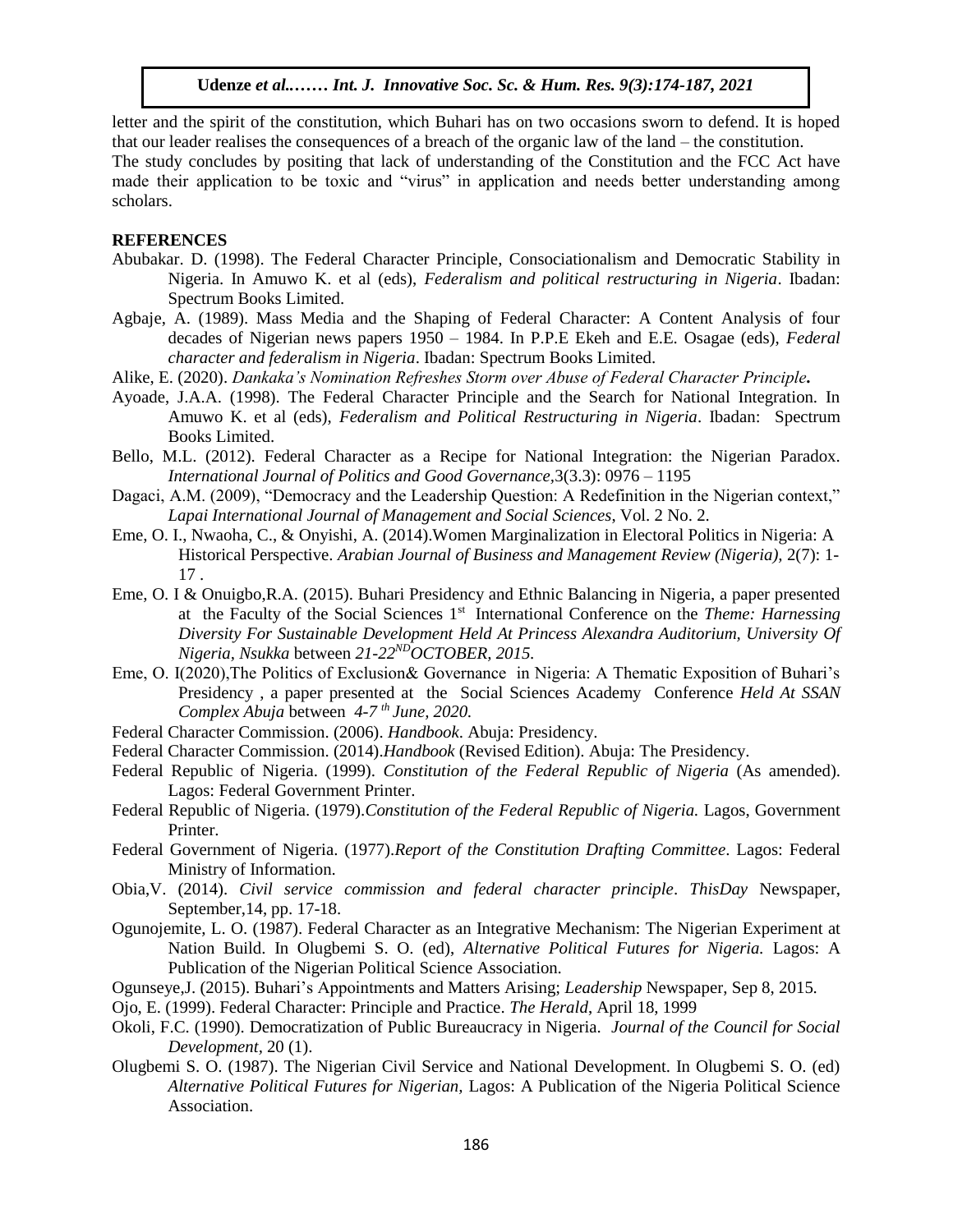letter and the spirit of the constitution, which Buhari has on two occasions sworn to defend. It is hoped that our leader realises the consequences of a breach of the organic law of the land – the constitution.
The study concludes by positing that lack of understanding of the Constitution and the FCC Act have made their application to be toxic and "virus" in application and needs better understanding among scholars.

## REFERENCES

Abubakar. D. (1998). The Federal Character Principle, Consociationalism and Democratic Stability in Nigeria. In Amuwo K. et al (eds), *Federalism and political restructuring in Nigeria*. Ibadan: Spectrum Books Limited.

Agbaje, A. (1989). Mass Media and the Shaping of Federal Character: A Content Analysis of four decades of Nigerian news papers 1950 – 1984. In P.P.E Ekeh and E.E. Osagae (eds), *Federal character and federalism in Nigeria*. Ibadan: Spectrum Books Limited.

Alike, E. (2020). *Dankaka's Nomination Refreshes Storm over Abuse of Federal Character Principle***.**

Ayoade, J.A.A. (1998). The Federal Character Principle and the Search for National Integration. In Amuwo K. et al (eds), *Federalism and Political Restructuring in Nigeria*. Ibadan: Spectrum Books Limited.

Bello, M.L. (2012). Federal Character as a Recipe for National Integration: the Nigerian Paradox. *International Journal of Politics and Good Governance*,3(3.3): 0976 – 1195

Dagaci, A.M. (2009), "Democracy and the Leadership Question: A Redefinition in the Nigerian context," *Lapai International Journal of Management and Social Sciences*, Vol. 2 No. 2.

Eme, O. I., Nwaoha, C., & Onyishi, A. (2014).Women Marginalization in Electoral Politics in Nigeria: A Historical Perspective. *Arabian Journal of Business and Management Review (Nigeria)*, 2(7): 1-17 .

Eme, O. I & Onuigbo,R.A. (2015). Buhari Presidency and Ethnic Balancing in Nigeria, a paper presented at the Faculty of the Social Sciences 1st International Conference on the *Theme: Harnessing Diversity For Sustainable Development Held At Princess Alexandra Auditorium, University Of Nigeria, Nsukka* between *21-22ND OCTOBER, 2015.*

Eme, O. I(2020),The Politics of Exclusion& Governance in Nigeria: A Thematic Exposition of Buhari's Presidency , a paper presented at the Social Sciences Academy Conference *Held At SSAN Complex Abuja* between *4-7 th June, 2020.*

Federal Character Commission. (2006). *Handbook*. Abuja: Presidency.

Federal Character Commission. (2014).*Handbook* (Revised Edition). Abuja: The Presidency.

Federal Republic of Nigeria. (1999). *Constitution of the Federal Republic of Nigeria* (As amended). Lagos: Federal Government Printer.

Federal Republic of Nigeria. (1979).*Constitution of the Federal Republic of Nigeria.* Lagos, Government Printer.

Federal Government of Nigeria. (1977).*Report of the Constitution Drafting Committee*. Lagos: Federal Ministry of Information.

Obia,V. (2014). *Civil service commission and federal character principle*. *ThisDay* Newspaper, September,14, pp. 17-18.

Ogunojemite, L. O. (1987). Federal Character as an Integrative Mechanism: The Nigerian Experiment at Nation Build. In Olugbemi S. O. (ed), *Alternative Political Futures for Nigeria.* Lagos: A Publication of the Nigerian Political Science Association.

Ogunseye,J. (2015). Buhari's Appointments and Matters Arising; *Leadership* Newspaper, Sep 8, 2015.

Ojo, E. (1999). Federal Character: Principle and Practice. *The Herald*, April 18, 1999

Okoli, F.C. (1990). Democratization of Public Bureaucracy in Nigeria. *Journal of the Council for Social Development*, 20 (1).

Olugbemi S. O. (1987). The Nigerian Civil Service and National Development. In Olugbemi S. O. (ed) *Alternative Political Futures for Nigerian*, Lagos: A Publication of the Nigeria Political Science Association.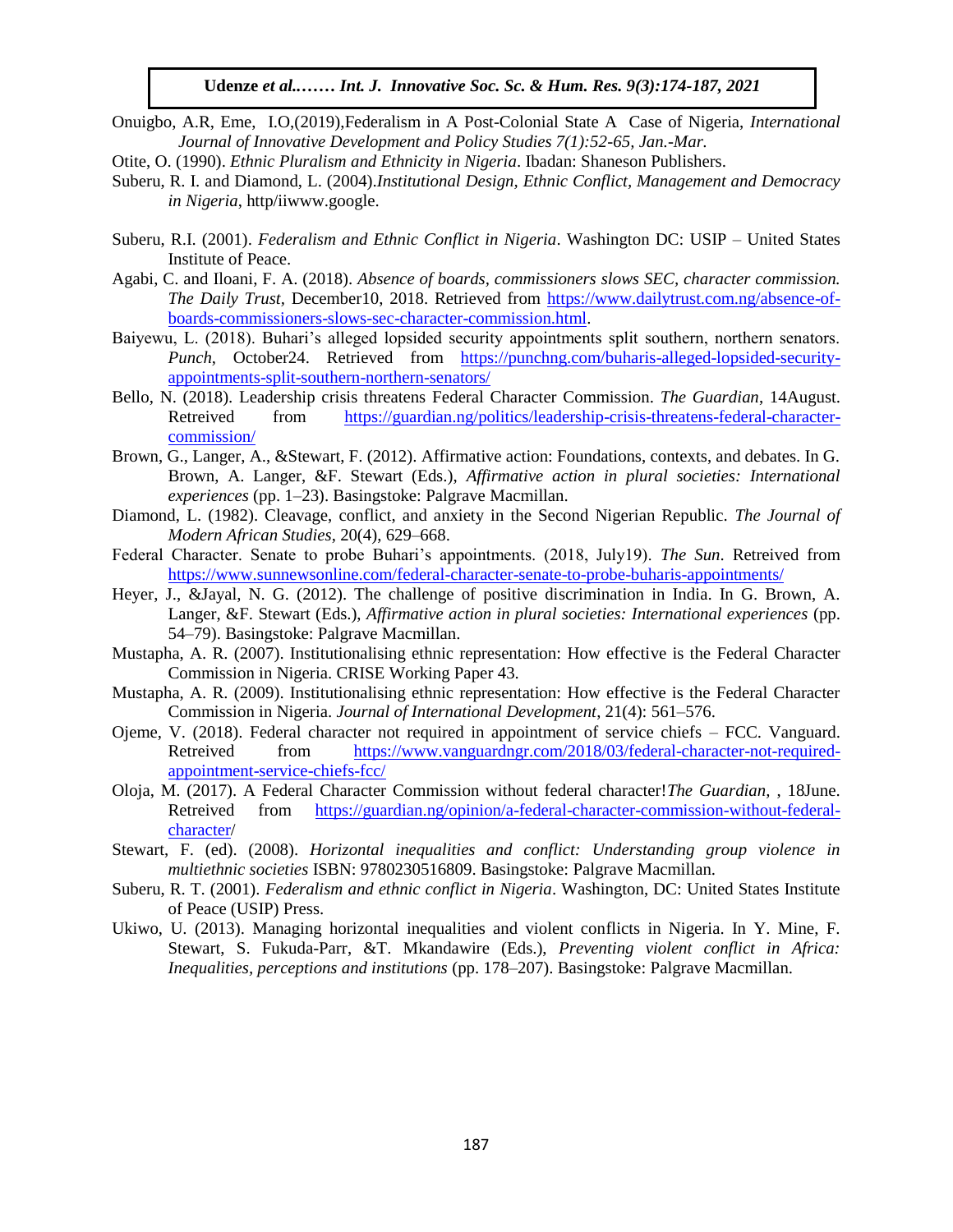Onuigbo, A.R, Eme, I.O,(2019),Federalism in A Post-Colonial State A Case of Nigeria, *International Journal of Innovative Development and Policy Studies 7(1):52-65, Jan.-Mar.*

Otite, O. (1990). *Ethnic Pluralism and Ethnicity in Nigeria*. Ibadan: Shaneson Publishers.

Suberu, R. I. and Diamond, L. (2004).*Institutional Design, Ethnic Conflict, Management and Democracy in Nigeria*, http/iiwww.google.

Suberu, R.I. (2001). *Federalism and Ethnic Conflict in Nigeria*. Washington DC: USIP – United States Institute of Peace.

Agabi, C. and Iloani, F. A. (2018). *Absence of boards, commissioners slows SEC, character commission. The Daily Trust*, December10, 2018. Retrieved from https://www.dailytrust.com.ng/absence-of-boards-commissioners-slows-sec-character-commission.html.

Baiyewu, L. (2018). Buhari's alleged lopsided security appointments split southern, northern senators. *Punch*, October24. Retrieved from https://punchng.com/buharis-alleged-lopsided-security-appointments-split-southern-northern-senators/

Bello, N. (2018). Leadership crisis threatens Federal Character Commission. *The Guardian*, 14August. Retreived from https://guardian.ng/politics/leadership-crisis-threatens-federal-character-commission/

Brown, G., Langer, A., &Stewart, F. (2012). Affirmative action: Foundations, contexts, and debates. In G. Brown, A. Langer, &F. Stewart (Eds.), *Affirmative action in plural societies: International experiences* (pp. 1–23). Basingstoke: Palgrave Macmillan.

Diamond, L. (1982). Cleavage, conflict, and anxiety in the Second Nigerian Republic. *The Journal of Modern African Studies*, 20(4), 629–668.

Federal Character. Senate to probe Buhari's appointments. (2018, July19). *The Sun*. Retreived from https://www.sunnewsonline.com/federal-character-senate-to-probe-buharis-appointments/

Heyer, J., &Jayal, N. G. (2012). The challenge of positive discrimination in India. In G. Brown, A. Langer, &F. Stewart (Eds.), *Affirmative action in plural societies: International experiences* (pp. 54–79). Basingstoke: Palgrave Macmillan.

Mustapha, A. R. (2007). Institutionalising ethnic representation: How effective is the Federal Character Commission in Nigeria. CRISE Working Paper 43.

Mustapha, A. R. (2009). Institutionalising ethnic representation: How effective is the Federal Character Commission in Nigeria. *Journal of International Development*, 21(4): 561–576.

Ojeme, V. (2018). Federal character not required in appointment of service chiefs – FCC. Vanguard. Retreived from https://www.vanguardngr.com/2018/03/federal-character-not-required-appointment-service-chiefs-fcc/

Oloja, M. (2017). A Federal Character Commission without federal character!*The Guardian*, , 18June. Retreived from https://guardian.ng/opinion/a-federal-character-commission-without-federal-character/

Stewart, F. (ed). (2008). *Horizontal inequalities and conflict: Understanding group violence in multiethnic societies* ISBN: 9780230516809. Basingstoke: Palgrave Macmillan.

Suberu, R. T. (2001). *Federalism and ethnic conflict in Nigeria*. Washington, DC: United States Institute of Peace (USIP) Press.

Ukiwo, U. (2013). Managing horizontal inequalities and violent conflicts in Nigeria. In Y. Mine, F. Stewart, S. Fukuda-Parr, &T. Mkandawire (Eds.), *Preventing violent conflict in Africa: Inequalities, perceptions and institutions* (pp. 178–207). Basingstoke: Palgrave Macmillan.